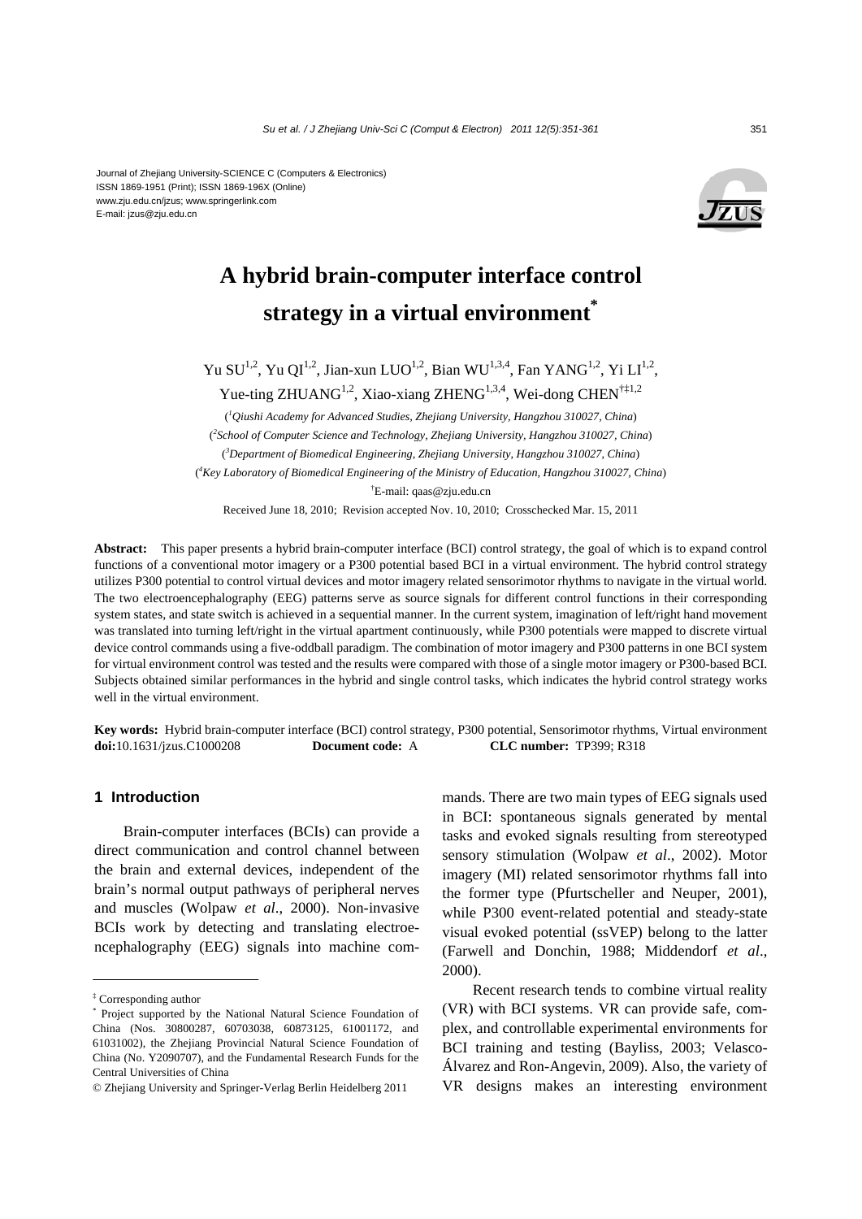Journal of Zhejiang University-SCIENCE C (Computers & Electronics)
ISSN 1869-1951 (Print); ISSN 1869-196X (Online)
www.zju.edu.cn/jzus; www.springerlink.com
E-mail: jzus@zju.edu.cn

# A hybrid brain-computer interface control strategy in a virtual environment*

Yu SU[1,2], Yu QI[1,2], Jian-xun LUO[1,2], Bian WU[1,3,4], Fan YANG[1,2], Yi LI[1,2], Yue-ting ZHUANG[1,2], Xiao-xiang ZHENG[1,3,4], Wei-dong CHEN[†‡1,2]

([1]*Qiushi Academy for Advanced Studies, Zhejiang University, Hangzhou 310027, China*)

([2]*School of Computer Science and Technology, Zhejiang University, Hangzhou 310027, China*)

([3]*Department of Biomedical Engineering, Zhejiang University, Hangzhou 310027, China*)

([4]*Key Laboratory of Biomedical Engineering of the Ministry of Education, Hangzhou 310027, China*)

[†]E-mail: qaas@zju.edu.cn

Received June 18, 2010; Revision accepted Nov. 10, 2010; Crosschecked Mar. 15, 2011

**Abstract:** This paper presents a hybrid brain-computer interface (BCI) control strategy, the goal of which is to expand control functions of a conventional motor imagery or a P300 potential based BCI in a virtual environment. The hybrid control strategy utilizes P300 potential to control virtual devices and motor imagery related sensorimotor rhythms to navigate in the virtual world. The two electroencephalography (EEG) patterns serve as source signals for different control functions in their corresponding system states, and state switch is achieved in a sequential manner. In the current system, imagination of left/right hand movement was translated into turning left/right in the virtual apartment continuously, while P300 potentials were mapped to discrete virtual device control commands using a five-oddball paradigm. The combination of motor imagery and P300 patterns in one BCI system for virtual environment control was tested and the results were compared with those of a single motor imagery or P300-based BCI. Subjects obtained similar performances in the hybrid and single control tasks, which indicates the hybrid control strategy works well in the virtual environment.

**Key words:** Hybrid brain-computer interface (BCI) control strategy, P300 potential, Sensorimotor rhythms, Virtual environment
**doi:**10.1631/jzus.C1000208 **Document code:** A **CLC number:** TP399; R318

## 1 Introduction

Brain-computer interfaces (BCIs) can provide a direct communication and control channel between the brain and external devices, independent of the brain's normal output pathways of peripheral nerves and muscles (Wolpaw *et al*., 2000). Non-invasive BCIs work by detecting and translating electroencephalography (EEG) signals into machine commands. There are two main types of EEG signals used in BCI: spontaneous signals generated by mental tasks and evoked signals resulting from stereotyped sensory stimulation (Wolpaw *et al*., 2002). Motor imagery (MI) related sensorimotor rhythms fall into the former type (Pfurtscheller and Neuper, 2001), while P300 event-related potential and steady-state visual evoked potential (ssVEP) belong to the latter (Farwell and Donchin, 1988; Middendorf *et al*., 2000).

Recent research tends to combine virtual reality (VR) with BCI systems. VR can provide safe, complex, and controllable experimental environments for BCI training and testing (Bayliss, 2003; Velasco-Álvarez and Ron-Angevin, 2009). Also, the variety of VR designs makes an interesting environment

---

‡ Corresponding author

\* Project supported by the National Natural Science Foundation of China (Nos. 30800287, 60703038, 60873125, 61001172, and 61031002), the Zhejiang Provincial Natural Science Foundation of China (No. Y2090707), and the Fundamental Research Funds for the Central Universities of China

© Zhejiang University and Springer-Verlag Berlin Heidelberg 2011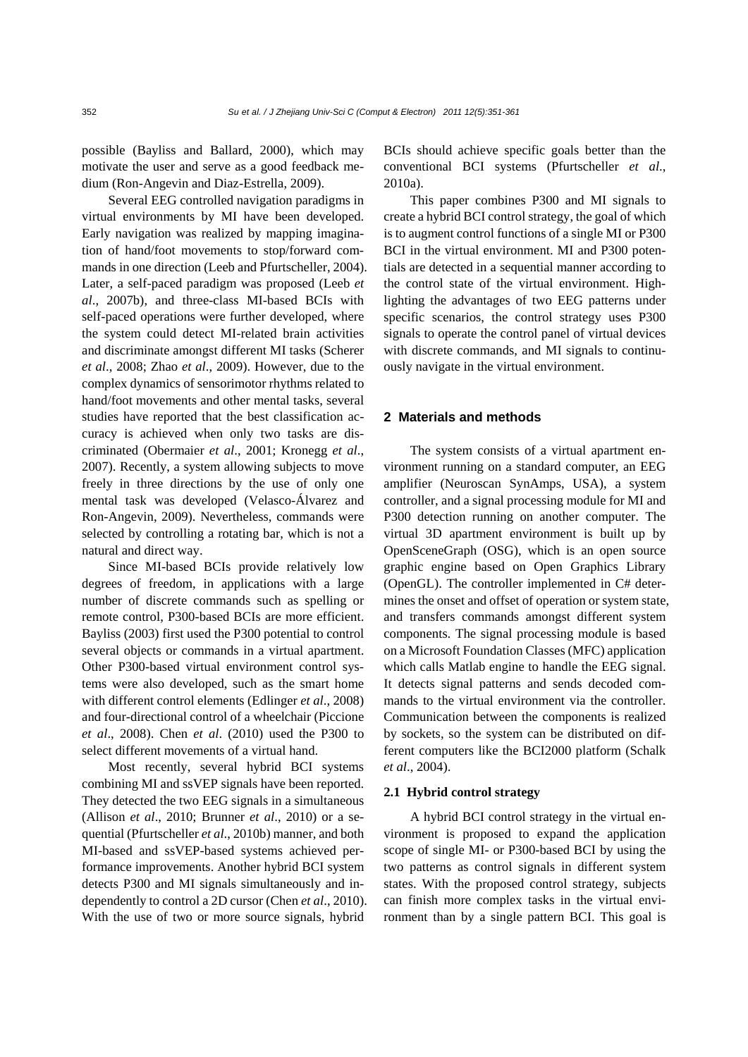possible (Bayliss and Ballard, 2000), which may motivate the user and serve as a good feedback medium (Ron-Angevin and Diaz-Estrella, 2009).

Several EEG controlled navigation paradigms in virtual environments by MI have been developed. Early navigation was realized by mapping imagination of hand/foot movements to stop/forward commands in one direction (Leeb and Pfurtscheller, 2004). Later, a self-paced paradigm was proposed (Leeb *et al*., 2007b), and three-class MI-based BCIs with self-paced operations were further developed, where the system could detect MI-related brain activities and discriminate amongst different MI tasks (Scherer *et al*., 2008; Zhao *et al*., 2009). However, due to the complex dynamics of sensorimotor rhythms related to hand/foot movements and other mental tasks, several studies have reported that the best classification accuracy is achieved when only two tasks are discriminated (Obermaier *et al*., 2001; Kronegg *et al*., 2007). Recently, a system allowing subjects to move freely in three directions by the use of only one mental task was developed (Velasco-Álvarez and Ron-Angevin, 2009). Nevertheless, commands were selected by controlling a rotating bar, which is not a natural and direct way.

Since MI-based BCIs provide relatively low degrees of freedom, in applications with a large number of discrete commands such as spelling or remote control, P300-based BCIs are more efficient. Bayliss (2003) first used the P300 potential to control several objects or commands in a virtual apartment. Other P300-based virtual environment control systems were also developed, such as the smart home with different control elements (Edlinger *et al*., 2008) and four-directional control of a wheelchair (Piccione *et al*., 2008). Chen *et al*. (2010) used the P300 to select different movements of a virtual hand.

Most recently, several hybrid BCI systems combining MI and ssVEP signals have been reported. They detected the two EEG signals in a simultaneous (Allison *et al*., 2010; Brunner *et al*., 2010) or a sequential (Pfurtscheller *et al*., 2010b) manner, and both MI-based and ssVEP-based systems achieved performance improvements. Another hybrid BCI system detects P300 and MI signals simultaneously and independently to control a 2D cursor (Chen *et al*., 2010). With the use of two or more source signals, hybrid BCIs should achieve specific goals better than the conventional BCI systems (Pfurtscheller *et al*., 2010a).

This paper combines P300 and MI signals to create a hybrid BCI control strategy, the goal of which is to augment control functions of a single MI or P300 BCI in the virtual environment. MI and P300 potentials are detected in a sequential manner according to the control state of the virtual environment. Highlighting the advantages of two EEG patterns under specific scenarios, the control strategy uses P300 signals to operate the control panel of virtual devices with discrete commands, and MI signals to continuously navigate in the virtual environment.

## 2 Materials and methods

The system consists of a virtual apartment environment running on a standard computer, an EEG amplifier (Neuroscan SynAmps, USA), a system controller, and a signal processing module for MI and P300 detection running on another computer. The virtual 3D apartment environment is built up by OpenSceneGraph (OSG), which is an open source graphic engine based on Open Graphics Library (OpenGL). The controller implemented in C# determines the onset and offset of operation or system state, and transfers commands amongst different system components. The signal processing module is based on a Microsoft Foundation Classes (MFC) application which calls Matlab engine to handle the EEG signal. It detects signal patterns and sends decoded commands to the virtual environment via the controller. Communication between the components is realized by sockets, so the system can be distributed on different computers like the BCI2000 platform (Schalk *et al*., 2004).

### 2.1 Hybrid control strategy

A hybrid BCI control strategy in the virtual environment is proposed to expand the application scope of single MI- or P300-based BCI by using the two patterns as control signals in different system states. With the proposed control strategy, subjects can finish more complex tasks in the virtual environment than by a single pattern BCI. This goal is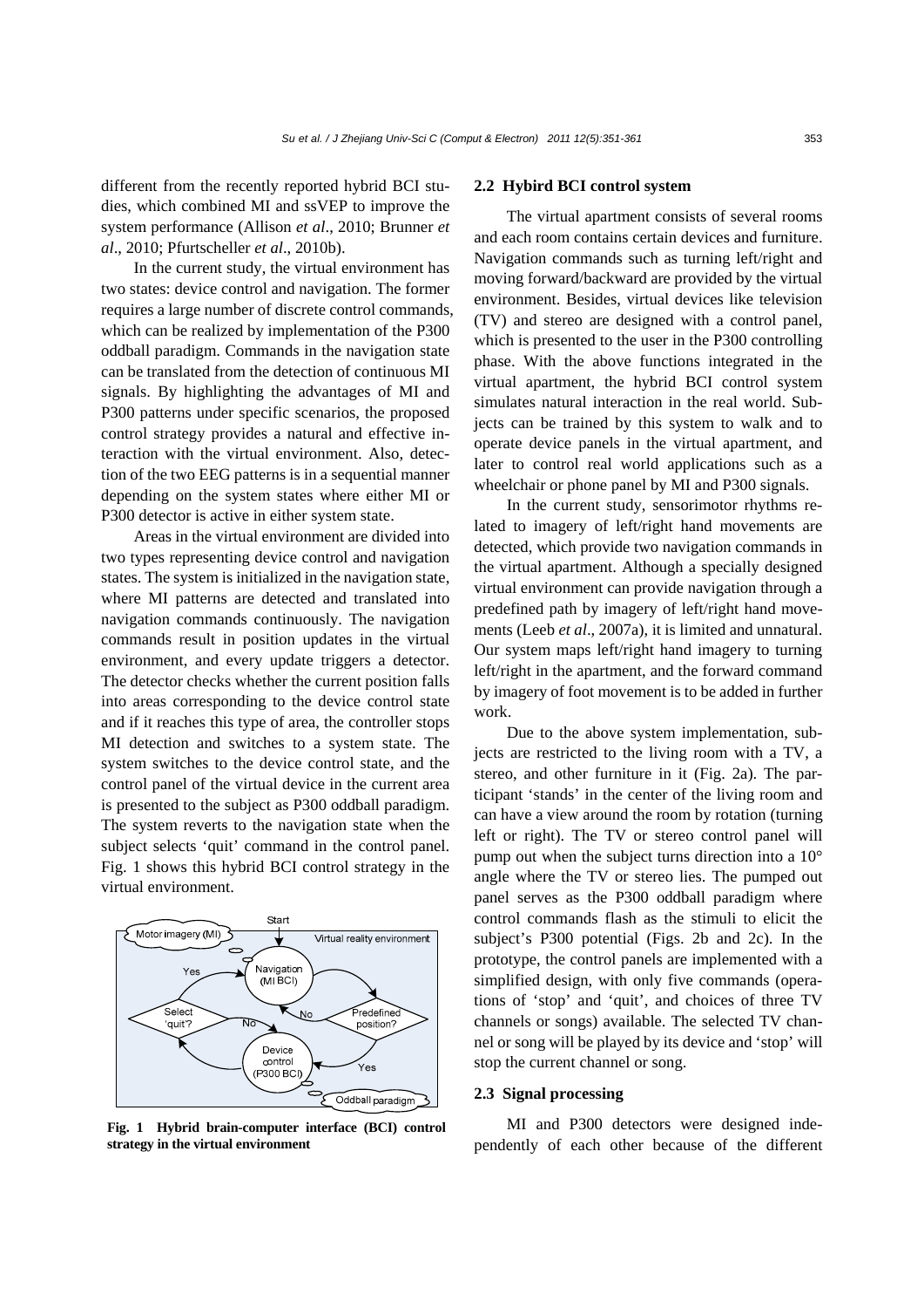different from the recently reported hybrid BCI studies, which combined MI and ssVEP to improve the system performance (Allison *et al*., 2010; Brunner *et al*., 2010; Pfurtscheller *et al*., 2010b).

In the current study, the virtual environment has two states: device control and navigation. The former requires a large number of discrete control commands, which can be realized by implementation of the P300 oddball paradigm. Commands in the navigation state can be translated from the detection of continuous MI signals. By highlighting the advantages of MI and P300 patterns under specific scenarios, the proposed control strategy provides a natural and effective interaction with the virtual environment. Also, detection of the two EEG patterns is in a sequential manner depending on the system states where either MI or P300 detector is active in either system state.

Areas in the virtual environment are divided into two types representing device control and navigation states. The system is initialized in the navigation state, where MI patterns are detected and translated into navigation commands continuously. The navigation commands result in position updates in the virtual environment, and every update triggers a detector. The detector checks whether the current position falls into areas corresponding to the device control state and if it reaches this type of area, the controller stops MI detection and switches to a system state. The system switches to the device control state, and the control panel of the virtual device in the current area is presented to the subject as P300 oddball paradigm. The system reverts to the navigation state when the subject selects 'quit' command in the control panel. Fig. 1 shows this hybrid BCI control strategy in the virtual environment.

**Fig. 1 Hybrid brain-computer interface (BCI) control strategy in the virtual environment**

## 2.2 Hybird BCI control system

The virtual apartment consists of several rooms and each room contains certain devices and furniture. Navigation commands such as turning left/right and moving forward/backward are provided by the virtual environment. Besides, virtual devices like television (TV) and stereo are designed with a control panel, which is presented to the user in the P300 controlling phase. With the above functions integrated in the virtual apartment, the hybrid BCI control system simulates natural interaction in the real world. Subjects can be trained by this system to walk and to operate device panels in the virtual apartment, and later to control real world applications such as a wheelchair or phone panel by MI and P300 signals.

In the current study, sensorimotor rhythms related to imagery of left/right hand movements are detected, which provide two navigation commands in the virtual apartment. Although a specially designed virtual environment can provide navigation through a predefined path by imagery of left/right hand movements (Leeb *et al*., 2007a), it is limited and unnatural. Our system maps left/right hand imagery to turning left/right in the apartment, and the forward command by imagery of foot movement is to be added in further work.

Due to the above system implementation, subjects are restricted to the living room with a TV, a stereo, and other furniture in it (Fig. 2a). The participant 'stands' in the center of the living room and can have a view around the room by rotation (turning left or right). The TV or stereo control panel will pump out when the subject turns direction into a 10° angle where the TV or stereo lies. The pumped out panel serves as the P300 oddball paradigm where control commands flash as the stimuli to elicit the subject's P300 potential (Figs. 2b and 2c). In the prototype, the control panels are implemented with a simplified design, with only five commands (operations of 'stop' and 'quit', and choices of three TV channels or songs) available. The selected TV channel or song will be played by its device and 'stop' will stop the current channel or song.

## 2.3 Signal processing

MI and P300 detectors were designed independently of each other because of the different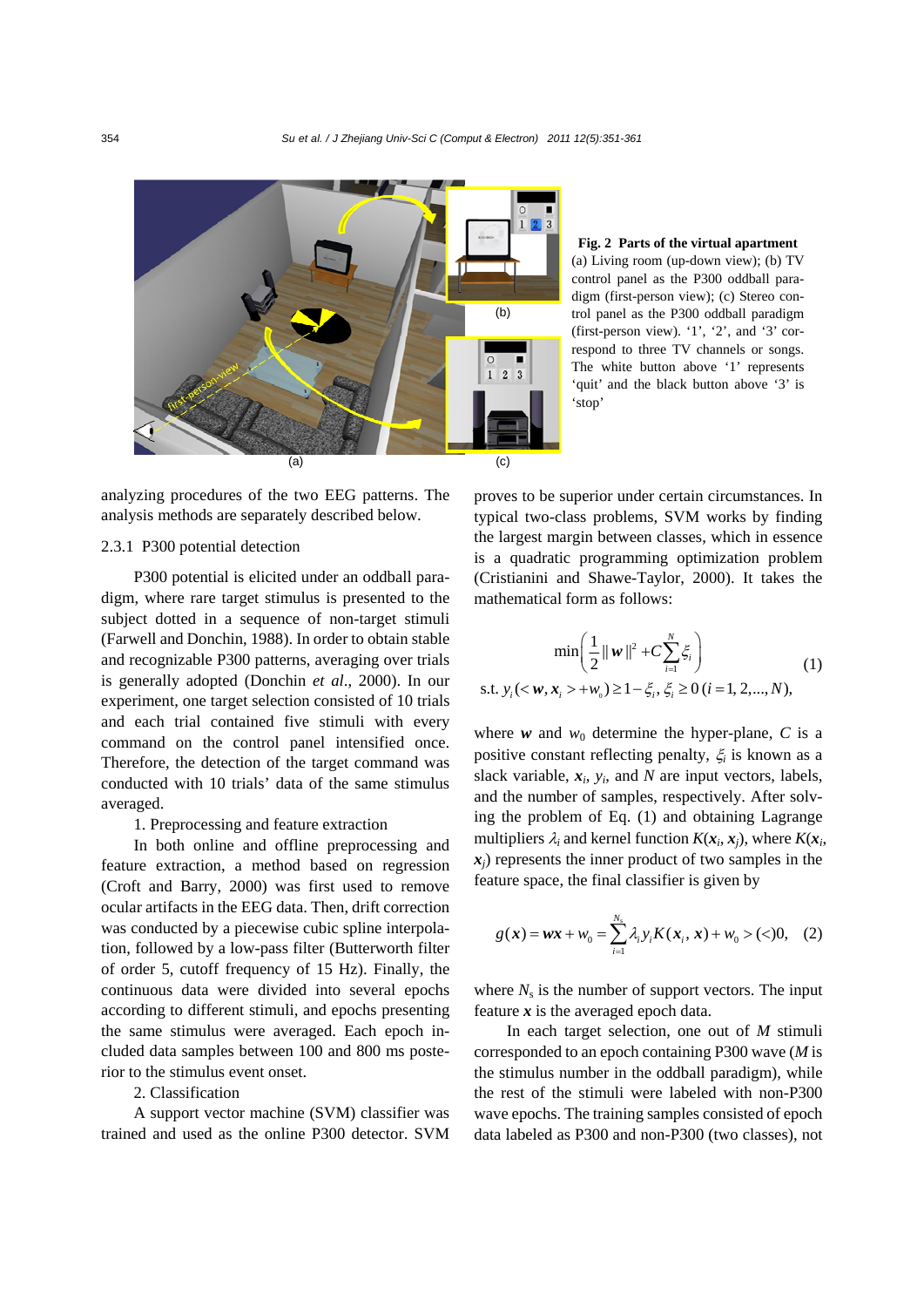**Fig. 2 Parts of the virtual apartment**
(a) Living room (up-down view); (b) TV control panel as the P300 oddball paradigm (first-person view); (c) Stereo control panel as the P300 oddball paradigm (first-person view). '1', '2', and '3' correspond to three TV channels or songs. The white button above '1' represents 'quit' and the black button above '3' is 'stop'

analyzing procedures of the two EEG patterns. The analysis methods are separately described below.

#### 2.3.1 P300 potential detection

P300 potential is elicited under an oddball paradigm, where rare target stimulus is presented to the subject dotted in a sequence of non-target stimuli (Farwell and Donchin, 1988). In order to obtain stable and recognizable P300 patterns, averaging over trials is generally adopted (Donchin *et al*., 2000). In our experiment, one target selection consisted of 10 trials and each trial contained five stimuli with every command on the control panel intensified once. Therefore, the detection of the target command was conducted with 10 trials' data of the same stimulus averaged.

1. Preprocessing and feature extraction

In both online and offline preprocessing and feature extraction, a method based on regression (Croft and Barry, 2000) was first used to remove ocular artifacts in the EEG data. Then, drift correction was conducted by a piecewise cubic spline interpolation, followed by a low-pass filter (Butterworth filter of order 5, cutoff frequency of 15 Hz). Finally, the continuous data were divided into several epochs according to different stimuli, and epochs presenting the same stimulus were averaged. Each epoch included data samples between 100 and 800 ms posterior to the stimulus event onset.

2. Classification

A support vector machine (SVM) classifier was trained and used as the online P300 detector. SVM proves to be superior under certain circumstances. In typical two-class problems, SVM works by finding the largest margin between classes, which in essence is a quadratic programming optimization problem (Cristianini and Shawe-Taylor, 2000). It takes the mathematical form as follows:

$$\min\left(\frac{1}{2}\|\boldsymbol{w}\|^2 + C\sum_{i=1}^{N}\xi_i\right)$$
$$\text{s.t. } y_i(<\boldsymbol{w}, \boldsymbol{x}_i> + w_0) \geq 1 - \xi_i,\ \xi_i \geq 0\ (i = 1, 2, ..., N), \tag{1}$$

where $\boldsymbol{w}$ and $w_0$ determine the hyper-plane, $C$ is a positive constant reflecting penalty, $\xi_i$ is known as a slack variable, $\boldsymbol{x}_i$, $y_i$, and $N$ are input vectors, labels, and the number of samples, respectively. After solving the problem of Eq. (1) and obtaining Lagrange multipliers $\lambda_i$ and kernel function $K(\boldsymbol{x}_i, \boldsymbol{x}_j)$, where $K(\boldsymbol{x}_i, \boldsymbol{x}_j)$ represents the inner product of two samples in the feature space, the final classifier is given by

$$g(\boldsymbol{x}) = \boldsymbol{wx} + w_0 = \sum_{i=1}^{N_s}\lambda_i y_i K(\boldsymbol{x}_i, \boldsymbol{x}) + w_0 > (<)0, \tag{2}$$

where $N_s$ is the number of support vectors. The input feature $\boldsymbol{x}$ is the averaged epoch data.

In each target selection, one out of $M$ stimuli corresponded to an epoch containing P300 wave ($M$ is the stimulus number in the oddball paradigm), while the rest of the stimuli were labeled with non-P300 wave epochs. The training samples consisted of epoch data labeled as P300 and non-P300 (two classes), not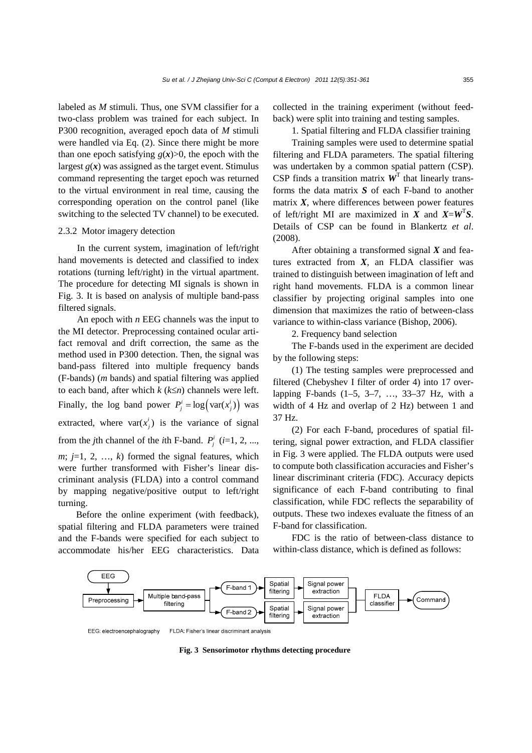labeled as *M* stimuli. Thus, one SVM classifier for a two-class problem was trained for each subject. In P300 recognition, averaged epoch data of *M* stimuli were handled via Eq. (2). Since there might be more than one epoch satisfying $g(\boldsymbol{x})>0$, the epoch with the largest $g(\boldsymbol{x})$ was assigned as the target event. Stimulus command representing the target epoch was returned to the virtual environment in real time, causing the corresponding operation on the control panel (like switching to the selected TV channel) to be executed.

### 2.3.2 Motor imagery detection

In the current system, imagination of left/right hand movements is detected and classified to index rotations (turning left/right) in the virtual apartment. The procedure for detecting MI signals is shown in Fig. 3. It is based on analysis of multiple band-pass filtered signals.

An epoch with *n* EEG channels was the input to the MI detector. Preprocessing contained ocular artifact removal and drift correction, the same as the method used in P300 detection. Then, the signal was band-pass filtered into multiple frequency bands (F-bands) (*m* bands) and spatial filtering was applied to each band, after which *k* ($k \le n$) channels were left. Finally, the log band power $P_j^i = \log\left(\mathrm{var}(x_j^i)\right)$ was extracted, where $\mathrm{var}(x_j^i)$ is the variance of signal from the *j*th channel of the *i*th F-band. $P_j^i$ ($i$=1, 2, ..., $m$; $j$=1, 2, …, $k$) formed the signal features, which were further transformed with Fisher's linear discriminant analysis (FLDA) into a control command by mapping negative/positive output to left/right turning.

Before the online experiment (with feedback), spatial filtering and FLDA parameters were trained and the F-bands were specified for each subject to accommodate his/her EEG characteristics. Data collected in the training experiment (without feedback) were split into training and testing samples.

1. Spatial filtering and FLDA classifier training

Training samples were used to determine spatial filtering and FLDA parameters. The spatial filtering was undertaken by a common spatial pattern (CSP). CSP finds a transition matrix $\boldsymbol{W}^{\mathrm{T}}$ that linearly transforms the data matrix $\boldsymbol{S}$ of each F-band to another matrix $\boldsymbol{X}$, where differences between power features of left/right MI are maximized in $\boldsymbol{X}$ and $\boldsymbol{X}=\boldsymbol{W}^{\mathrm{T}}\boldsymbol{S}$. Details of CSP can be found in Blankertz *et al*. (2008).

After obtaining a transformed signal $\boldsymbol{X}$ and features extracted from $\boldsymbol{X}$, an FLDA classifier was trained to distinguish between imagination of left and right hand movements. FLDA is a common linear classifier by projecting original samples into one dimension that maximizes the ratio of between-class variance to within-class variance (Bishop, 2006).

2. Frequency band selection

The F-bands used in the experiment are decided by the following steps:

(1) The testing samples were preprocessed and filtered (Chebyshev I filter of order 4) into 17 overlapping F-bands (1–5, 3–7, …, 33–37 Hz, with a width of 4 Hz and overlap of 2 Hz) between 1 and 37 Hz.

(2) For each F-band, procedures of spatial filtering, signal power extraction, and FLDA classifier in Fig. 3 were applied. The FLDA outputs were used to compute both classification accuracies and Fisher's linear discriminant criteria (FDC). Accuracy depicts significance of each F-band contributing to final classification, while FDC reflects the separability of outputs. These two indexes evaluate the fitness of an F-band for classification.

FDC is the ratio of between-class distance to within-class distance, which is defined as follows:

EEG: electroencephalography FLDA: Fisher's linear discriminant analysis

**Fig. 3 Sensorimotor rhythms detecting procedure**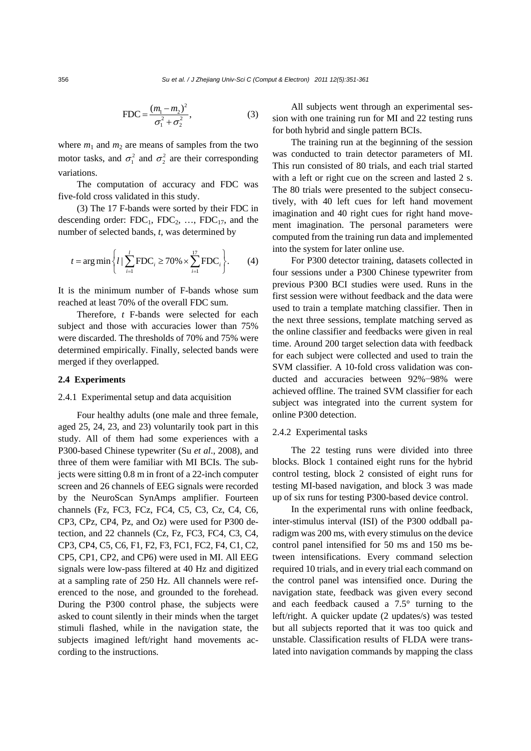$$\text{FDC} = \frac{(m_1 - m_2)^2}{\sigma_1^2 + \sigma_2^2}, \tag{3}$$

where $m_1$ and $m_2$ are means of samples from the two motor tasks, and $\sigma_1^2$ and $\sigma_2^2$ are their corresponding variations.

The computation of accuracy and FDC was five-fold cross validated in this study.

(3) The 17 F-bands were sorted by their FDC in descending order: $\text{FDC}_1$, $\text{FDC}_2$, …, $\text{FDC}_{17}$, and the number of selected bands, $t$, was determined by

$$t = \arg\min \left\{ l \mid \sum_{i=1}^{l} \text{FDC}_i \geq 70\% \times \sum_{i=1}^{17} \text{FDC}_i \right\}. \tag{4}$$

It is the minimum number of F-bands whose sum reached at least 70% of the overall FDC sum.

Therefore, $t$ F-bands were selected for each subject and those with accuracies lower than 75% were discarded. The thresholds of 70% and 75% were determined empirically. Finally, selected bands were merged if they overlapped.

### 2.4 Experiments

#### 2.4.1 Experimental setup and data acquisition

Four healthy adults (one male and three female, aged 25, 24, 23, and 23) voluntarily took part in this study. All of them had some experiences with a P300-based Chinese typewriter (Su *et al*., 2008), and three of them were familiar with MI BCIs. The subjects were sitting 0.8 m in front of a 22-inch computer screen and 26 channels of EEG signals were recorded by the NeuroScan SynAmps amplifier. Fourteen channels (Fz, FC3, FCz, FC4, C5, C3, Cz, C4, C6, CP3, CPz, CP4, Pz, and Oz) were used for P300 detection, and 22 channels (Cz, Fz, FC3, FC4, C3, C4, CP3, CP4, C5, C6, F1, F2, F3, FC1, FC2, F4, C1, C2, CP5, CP1, CP2, and CP6) were used in MI. All EEG signals were low-pass filtered at 40 Hz and digitized at a sampling rate of 250 Hz. All channels were referenced to the nose, and grounded to the forehead. During the P300 control phase, the subjects were asked to count silently in their minds when the target stimuli flashed, while in the navigation state, the subjects imagined left/right hand movements according to the instructions.

All subjects went through an experimental session with one training run for MI and 22 testing runs for both hybrid and single pattern BCIs.

The training run at the beginning of the session was conducted to train detector parameters of MI. This run consisted of 80 trials, and each trial started with a left or right cue on the screen and lasted 2 s. The 80 trials were presented to the subject consecutively, with 40 left cues for left hand movement imagination and 40 right cues for right hand movement imagination. The personal parameters were computed from the training run data and implemented into the system for later online use.

For P300 detector training, datasets collected in four sessions under a P300 Chinese typewriter from previous P300 BCI studies were used. Runs in the first session were without feedback and the data were used to train a template matching classifier. Then in the next three sessions, template matching served as the online classifier and feedbacks were given in real time. Around 200 target selection data with feedback for each subject were collected and used to train the SVM classifier. A 10-fold cross validation was conducted and accuracies between 92%−98% were achieved offline. The trained SVM classifier for each subject was integrated into the current system for online P300 detection.

#### 2.4.2 Experimental tasks

The 22 testing runs were divided into three blocks. Block 1 contained eight runs for the hybrid control testing, block 2 consisted of eight runs for testing MI-based navigation, and block 3 was made up of six runs for testing P300-based device control.

In the experimental runs with online feedback, inter-stimulus interval (ISI) of the P300 oddball paradigm was 200 ms, with every stimulus on the device control panel intensified for 50 ms and 150 ms between intensifications. Every command selection required 10 trials, and in every trial each command on the control panel was intensified once. During the navigation state, feedback was given every second and each feedback caused a 7.5° turning to the left/right. A quicker update (2 updates/s) was tested but all subjects reported that it was too quick and unstable. Classification results of FLDA were translated into navigation commands by mapping the class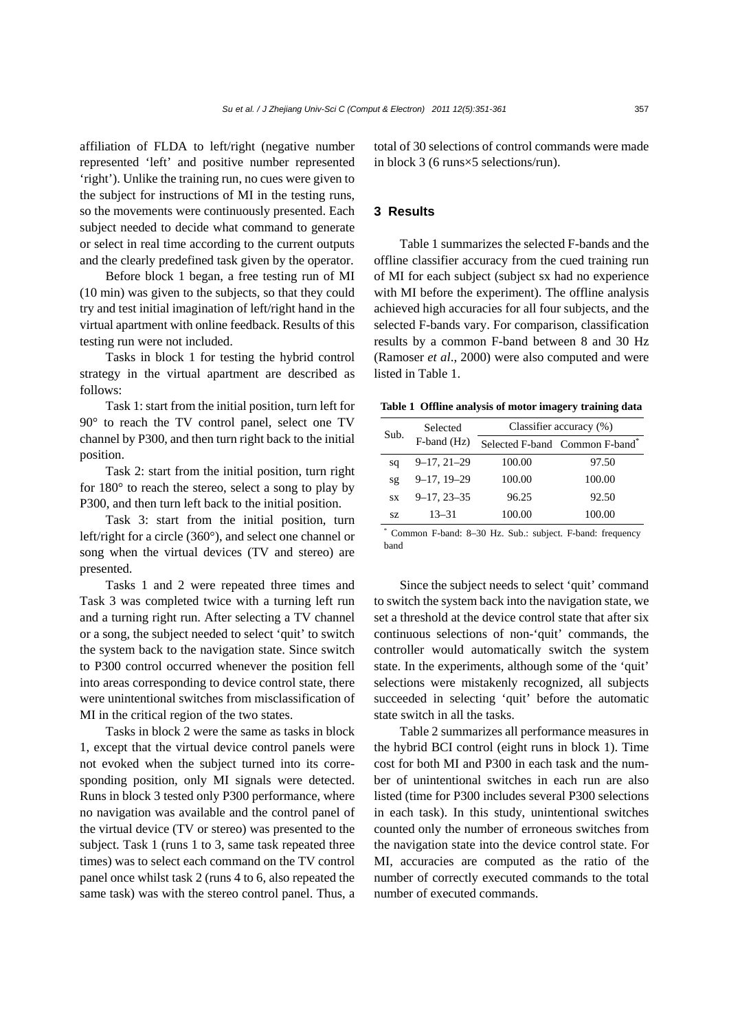affiliation of FLDA to left/right (negative number represented 'left' and positive number represented 'right'). Unlike the training run, no cues were given to the subject for instructions of MI in the testing runs, so the movements were continuously presented. Each subject needed to decide what command to generate or select in real time according to the current outputs and the clearly predefined task given by the operator.

Before block 1 began, a free testing run of MI (10 min) was given to the subjects, so that they could try and test initial imagination of left/right hand in the virtual apartment with online feedback. Results of this testing run were not included.

Tasks in block 1 for testing the hybrid control strategy in the virtual apartment are described as follows:

Task 1: start from the initial position, turn left for 90° to reach the TV control panel, select one TV channel by P300, and then turn right back to the initial position.

Task 2: start from the initial position, turn right for 180° to reach the stereo, select a song to play by P300, and then turn left back to the initial position.

Task 3: start from the initial position, turn left/right for a circle (360°), and select one channel or song when the virtual devices (TV and stereo) are presented.

Tasks 1 and 2 were repeated three times and Task 3 was completed twice with a turning left run and a turning right run. After selecting a TV channel or a song, the subject needed to select 'quit' to switch the system back to the navigation state. Since switch to P300 control occurred whenever the position fell into areas corresponding to device control state, there were unintentional switches from misclassification of MI in the critical region of the two states.

Tasks in block 2 were the same as tasks in block 1, except that the virtual device control panels were not evoked when the subject turned into its corresponding position, only MI signals were detected. Runs in block 3 tested only P300 performance, where no navigation was available and the control panel of the virtual device (TV or stereo) was presented to the subject. Task 1 (runs 1 to 3, same task repeated three times) was to select each command on the TV control panel once whilst task 2 (runs 4 to 6, also repeated the same task) was with the stereo control panel. Thus, a total of 30 selections of control commands were made in block 3 (6 runs×5 selections/run).

## 3 Results

Table 1 summarizes the selected F-bands and the offline classifier accuracy from the cued training run of MI for each subject (subject sx had no experience with MI before the experiment). The offline analysis achieved high accuracies for all four subjects, and the selected F-bands vary. For comparison, classification results by a common F-band between 8 and 30 Hz (Ramoser *et al*., 2000) were also computed and were listed in Table 1.

**Table 1 Offline analysis of motor imagery training data**

| Sub. | Selected F-band (Hz) | Classifier accuracy (%) | |
|---|---|---|---|
| | | Selected F-band | Common F-band* |
| sq | 9–17, 21–29 | 100.00 | 97.50 |
| sg | 9–17, 19–29 | 100.00 | 100.00 |
| sx | 9–17, 23–35 | 96.25 | 92.50 |
| sz | 13–31 | 100.00 | 100.00 |

\* Common F-band: 8–30 Hz. Sub.: subject. F-band: frequency band

Since the subject needs to select 'quit' command to switch the system back into the navigation state, we set a threshold at the device control state that after six continuous selections of non-'quit' commands, the controller would automatically switch the system state. In the experiments, although some of the 'quit' selections were mistakenly recognized, all subjects succeeded in selecting 'quit' before the automatic state switch in all the tasks.

Table 2 summarizes all performance measures in the hybrid BCI control (eight runs in block 1). Time cost for both MI and P300 in each task and the number of unintentional switches in each run are also listed (time for P300 includes several P300 selections in each task). In this study, unintentional switches counted only the number of erroneous switches from the navigation state into the device control state. For MI, accuracies are computed as the ratio of the number of correctly executed commands to the total number of executed commands.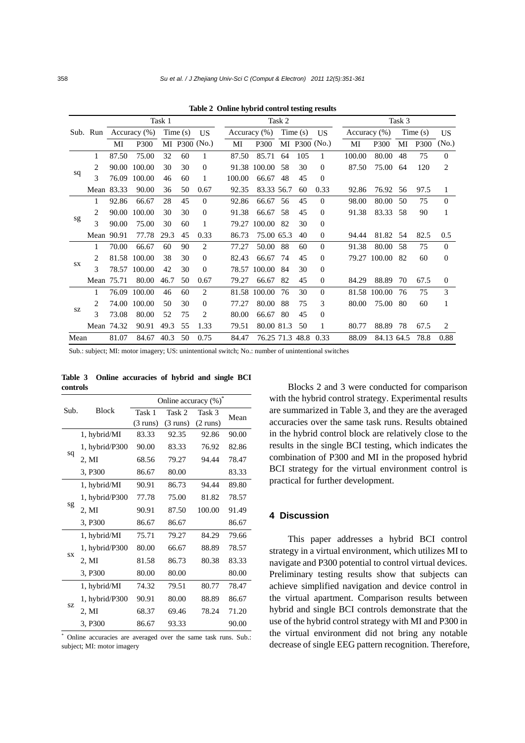**Table 2 Online hybrid control testing results**

| Sub. | Run | Task 1 | | | | | Task 2 | | | | | Task 3 | | | | |
|---|---|---|---|---|---|---|---|---|---|---|---|---|---|---|---|---|
| | | Accuracy (%) | | Time (s) | | US | Accuracy (%) | | Time (s) | | US | Accuracy (%) | | Time (s) | | US |
| | | MI | P300 | MI | P300 | (No.) | MI | P300 | MI | P300 | (No.) | MI | P300 | MI | P300 | (No.) |
| sq | 1 | 87.50 | 75.00 | 32 | 60 | 1 | 87.50 | 85.71 | 64 | 105 | 1 | 100.00 | 80.00 | 48 | 75 | 0 |
| | 2 | 90.00 | 100.00 | 30 | 30 | 0 | 91.38 | 100.00 | 58 | 30 | 0 | 87.50 | 75.00 | 64 | 120 | 2 |
| | 3 | 76.09 | 100.00 | 46 | 60 | 1 | 100.00 | 66.67 | 48 | 45 | 0 | | | | | |
| | Mean | 83.33 | 90.00 | 36 | 50 | 0.67 | 92.35 | 83.33 | 56.7 | 60 | 0.33 | 92.86 | 76.92 | 56 | 97.5 | 1 |
| sg | 1 | 92.86 | 66.67 | 28 | 45 | 0 | 92.86 | 66.67 | 56 | 45 | 0 | 98.00 | 80.00 | 50 | 75 | 0 |
| | 2 | 90.00 | 100.00 | 30 | 30 | 0 | 91.38 | 66.67 | 58 | 45 | 0 | 91.38 | 83.33 | 58 | 90 | 1 |
| | 3 | 90.00 | 75.00 | 30 | 60 | 1 | 79.27 | 100.00 | 82 | 30 | 0 | | | | | |
| | Mean | 90.91 | 77.78 | 29.3 | 45 | 0.33 | 86.73 | 75.00 | 65.3 | 40 | 0 | 94.44 | 81.82 | 54 | 82.5 | 0.5 |
| sx | 1 | 70.00 | 66.67 | 60 | 90 | 2 | 77.27 | 50.00 | 88 | 60 | 0 | 91.38 | 80.00 | 58 | 75 | 0 |
| | 2 | 81.58 | 100.00 | 38 | 30 | 0 | 82.43 | 66.67 | 74 | 45 | 0 | 79.27 | 100.00 | 82 | 60 | 0 |
| | 3 | 78.57 | 100.00 | 42 | 30 | 0 | 78.57 | 100.00 | 84 | 30 | 0 | | | | | |
| | Mean | 75.71 | 80.00 | 46.7 | 50 | 0.67 | 79.27 | 66.67 | 82 | 45 | 0 | 84.29 | 88.89 | 70 | 67.5 | 0 |
| sz | 1 | 76.09 | 100.00 | 46 | 60 | 2 | 81.58 | 100.00 | 76 | 30 | 0 | 81.58 | 100.00 | 76 | 75 | 3 |
| | 2 | 74.00 | 100.00 | 50 | 30 | 0 | 77.27 | 80.00 | 88 | 75 | 3 | 80.00 | 75.00 | 80 | 60 | 1 |
| | 3 | 73.08 | 80.00 | 52 | 75 | 2 | 80.00 | 66.67 | 80 | 45 | 0 | | | | | |
| | Mean | 74.32 | 90.91 | 49.3 | 55 | 1.33 | 79.51 | 80.00 | 81.3 | 50 | 1 | 80.77 | 88.89 | 78 | 67.5 | 2 |
| Mean | | 81.07 | 84.67 | 40.3 | 50 | 0.75 | 84.47 | 76.25 | 71.3 | 48.8 | 0.33 | 88.09 | 84.13 | 64.5 | 78.8 | 0.88 |

Sub.: subject; MI: motor imagery; US: unintentional switch; No.: number of unintentional switches

**Table 3 Online accuracies of hybrid and single BCI controls**

| Sub. | Block | Online accuracy (%)* | | | |
|---|---|---|---|---|---|
| | | Task 1 (3 runs) | Task 2 (3 runs) | Task 3 (2 runs) | Mean |
| sq | 1, hybrid/MI | 83.33 | 92.35 | 92.86 | 90.00 |
| | 1, hybrid/P300 | 90.00 | 83.33 | 76.92 | 82.86 |
| | 2, MI | 68.56 | 79.27 | 94.44 | 78.47 |
| | 3, P300 | 86.67 | 80.00 | | 83.33 |
| sg | 1, hybrid/MI | 90.91 | 86.73 | 94.44 | 89.80 |
| | 1, hybrid/P300 | 77.78 | 75.00 | 81.82 | 78.57 |
| | 2, MI | 90.91 | 87.50 | 100.00 | 91.49 |
| | 3, P300 | 86.67 | 86.67 | | 86.67 |
| sx | 1, hybrid/MI | 75.71 | 79.27 | 84.29 | 79.66 |
| | 1, hybrid/P300 | 80.00 | 66.67 | 88.89 | 78.57 |
| | 2, MI | 81.58 | 86.73 | 80.38 | 83.33 |
| | 3, P300 | 80.00 | 80.00 | | 80.00 |
| sz | 1, hybrid/MI | 74.32 | 79.51 | 80.77 | 78.47 |
| | 1, hybrid/P300 | 90.91 | 80.00 | 88.89 | 86.67 |
| | 2, MI | 68.37 | 69.46 | 78.24 | 71.20 |
| | 3, P300 | 86.67 | 93.33 | | 90.00 |

\* Online accuracies are averaged over the same task runs. Sub.: subject; MI: motor imagery

Blocks 2 and 3 were conducted for comparison with the hybrid control strategy. Experimental results are summarized in Table 3, and they are the averaged accuracies over the same task runs. Results obtained in the hybrid control block are relatively close to the results in the single BCI testing, which indicates the combination of P300 and MI in the proposed hybrid BCI strategy for the virtual environment control is practical for further development.

## 4 Discussion

This paper addresses a hybrid BCI control strategy in a virtual environment, which utilizes MI to navigate and P300 potential to control virtual devices. Preliminary testing results show that subjects can achieve simplified navigation and device control in the virtual apartment. Comparison results between hybrid and single BCI controls demonstrate that the use of the hybrid control strategy with MI and P300 in the virtual environment did not bring any notable decrease of single EEG pattern recognition. Therefore,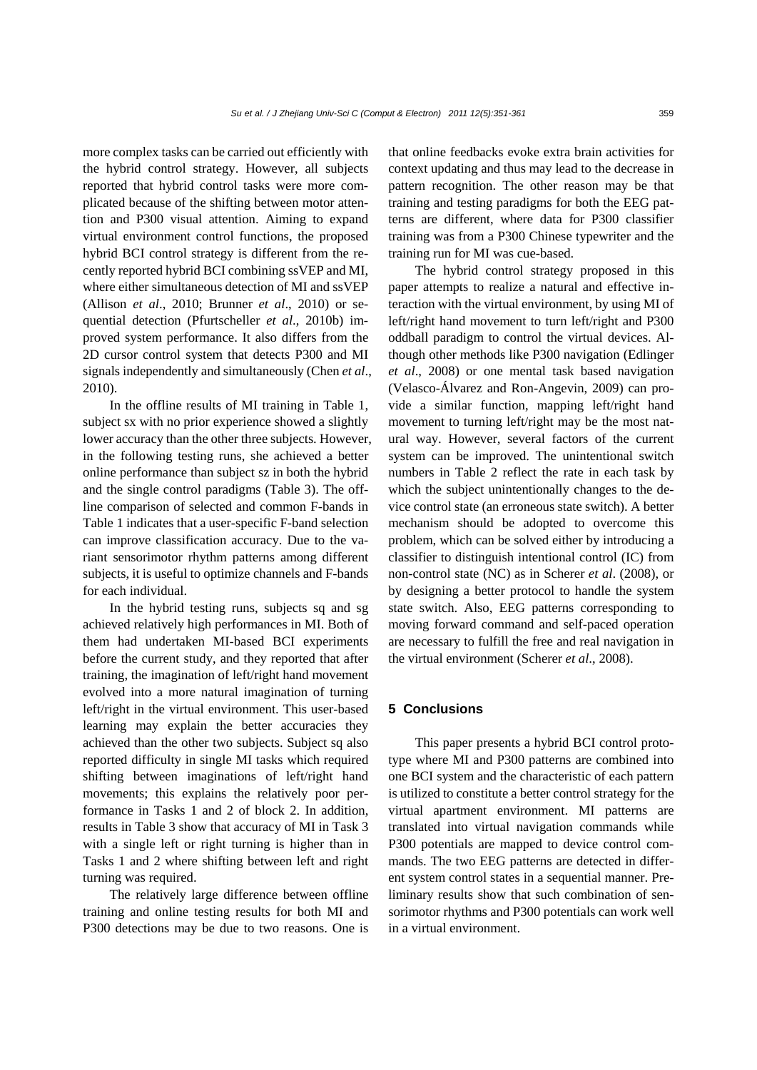more complex tasks can be carried out efficiently with the hybrid control strategy. However, all subjects reported that hybrid control tasks were more complicated because of the shifting between motor attention and P300 visual attention. Aiming to expand virtual environment control functions, the proposed hybrid BCI control strategy is different from the recently reported hybrid BCI combining ssVEP and MI, where either simultaneous detection of MI and ssVEP (Allison *et al*., 2010; Brunner *et al*., 2010) or sequential detection (Pfurtscheller *et al*., 2010b) improved system performance. It also differs from the 2D cursor control system that detects P300 and MI signals independently and simultaneously (Chen *et al*., 2010).

In the offline results of MI training in Table 1, subject sx with no prior experience showed a slightly lower accuracy than the other three subjects. However, in the following testing runs, she achieved a better online performance than subject sz in both the hybrid and the single control paradigms (Table 3). The offline comparison of selected and common F-bands in Table 1 indicates that a user-specific F-band selection can improve classification accuracy. Due to the variant sensorimotor rhythm patterns among different subjects, it is useful to optimize channels and F-bands for each individual.

In the hybrid testing runs, subjects sq and sg achieved relatively high performances in MI. Both of them had undertaken MI-based BCI experiments before the current study, and they reported that after training, the imagination of left/right hand movement evolved into a more natural imagination of turning left/right in the virtual environment. This user-based learning may explain the better accuracies they achieved than the other two subjects. Subject sq also reported difficulty in single MI tasks which required shifting between imaginations of left/right hand movements; this explains the relatively poor performance in Tasks 1 and 2 of block 2. In addition, results in Table 3 show that accuracy of MI in Task 3 with a single left or right turning is higher than in Tasks 1 and 2 where shifting between left and right turning was required.

The relatively large difference between offline training and online testing results for both MI and P300 detections may be due to two reasons. One is that online feedbacks evoke extra brain activities for context updating and thus may lead to the decrease in pattern recognition. The other reason may be that training and testing paradigms for both the EEG patterns are different, where data for P300 classifier training was from a P300 Chinese typewriter and the training run for MI was cue-based.

The hybrid control strategy proposed in this paper attempts to realize a natural and effective interaction with the virtual environment, by using MI of left/right hand movement to turn left/right and P300 oddball paradigm to control the virtual devices. Although other methods like P300 navigation (Edlinger *et al*., 2008) or one mental task based navigation (Velasco-Álvarez and Ron-Angevin, 2009) can provide a similar function, mapping left/right hand movement to turning left/right may be the most natural way. However, several factors of the current system can be improved. The unintentional switch numbers in Table 2 reflect the rate in each task by which the subject unintentionally changes to the device control state (an erroneous state switch). A better mechanism should be adopted to overcome this problem, which can be solved either by introducing a classifier to distinguish intentional control (IC) from non-control state (NC) as in Scherer *et al*. (2008), or by designing a better protocol to handle the system state switch. Also, EEG patterns corresponding to moving forward command and self-paced operation are necessary to fulfill the free and real navigation in the virtual environment (Scherer *et al*., 2008).

## 5 Conclusions

This paper presents a hybrid BCI control prototype where MI and P300 patterns are combined into one BCI system and the characteristic of each pattern is utilized to constitute a better control strategy for the virtual apartment environment. MI patterns are translated into virtual navigation commands while P300 potentials are mapped to device control commands. The two EEG patterns are detected in different system control states in a sequential manner. Preliminary results show that such combination of sensorimotor rhythms and P300 potentials can work well in a virtual environment.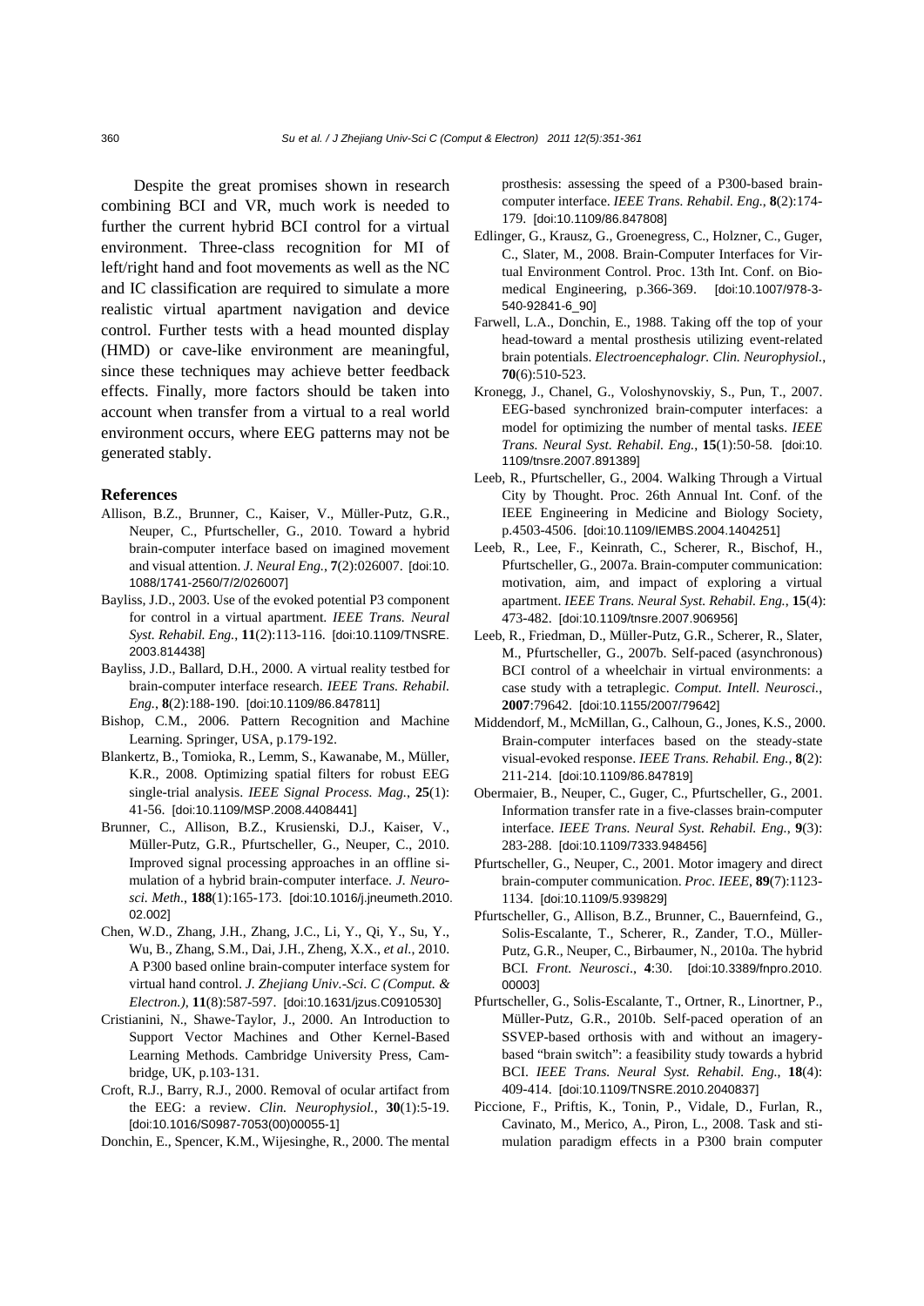Despite the great promises shown in research combining BCI and VR, much work is needed to further the current hybrid BCI control for a virtual environment. Three-class recognition for MI of left/right hand and foot movements as well as the NC and IC classification are required to simulate a more realistic virtual apartment navigation and device control. Further tests with a head mounted display (HMD) or cave-like environment are meaningful, since these techniques may achieve better feedback effects. Finally, more factors should be taken into account when transfer from a virtual to a real world environment occurs, where EEG patterns may not be generated stably.

## References

Allison, B.Z., Brunner, C., Kaiser, V., Müller-Putz, G.R., Neuper, C., Pfurtscheller, G., 2010. Toward a hybrid brain-computer interface based on imagined movement and visual attention. *J. Neural Eng.*, **7**(2):026007. [doi:10.1088/1741-2560/7/2/026007]

Bayliss, J.D., 2003. Use of the evoked potential P3 component for control in a virtual apartment. *IEEE Trans. Neural Syst. Rehabil. Eng.*, **11**(2):113-116. [doi:10.1109/TNSRE.2003.814438]

Bayliss, J.D., Ballard, D.H., 2000. A virtual reality testbed for brain-computer interface research. *IEEE Trans. Rehabil. Eng.*, **8**(2):188-190. [doi:10.1109/86.847811]

Bishop, C.M., 2006. Pattern Recognition and Machine Learning. Springer, USA, p.179-192.

Blankertz, B., Tomioka, R., Lemm, S., Kawanabe, M., Müller, K.R., 2008. Optimizing spatial filters for robust EEG single-trial analysis. *IEEE Signal Process. Mag.*, **25**(1): 41-56. [doi:10.1109/MSP.2008.4408441]

Brunner, C., Allison, B.Z., Krusienski, D.J., Kaiser, V., Müller-Putz, G.R., Pfurtscheller, G., Neuper, C., 2010. Improved signal processing approaches in an offline simulation of a hybrid brain-computer interface. *J. Neurosci. Meth.*, **188**(1):165-173. [doi:10.1016/j.jneumeth.2010.02.002]

Chen, W.D., Zhang, J.H., Zhang, J.C., Li, Y., Qi, Y., Su, Y., Wu, B., Zhang, S.M., Dai, J.H., Zheng, X.X., *et al.*, 2010. A P300 based online brain-computer interface system for virtual hand control. *J. Zhejiang Univ.-Sci. C (Comput. & Electron.)*, **11**(8):587-597. [doi:10.1631/jzus.C0910530]

Cristianini, N., Shawe-Taylor, J., 2000. An Introduction to Support Vector Machines and Other Kernel-Based Learning Methods. Cambridge University Press, Cambridge, UK, p.103-131.

Croft, R.J., Barry, R.J., 2000. Removal of ocular artifact from the EEG: a review. *Clin. Neurophysiol.*, **30**(1):5-19. [doi:10.1016/S0987-7053(00)00055-1]

Donchin, E., Spencer, K.M., Wijesinghe, R., 2000. The mental prosthesis: assessing the speed of a P300-based brain-computer interface. *IEEE Trans. Rehabil. Eng.*, **8**(2):174-179. [doi:10.1109/86.847808]

Edlinger, G., Krausz, G., Groenegress, C., Holzner, C., Guger, C., Slater, M., 2008. Brain-Computer Interfaces for Virtual Environment Control. Proc. 13th Int. Conf. on Biomedical Engineering, p.366-369. [doi:10.1007/978-3-540-92841-6_90]

Farwell, L.A., Donchin, E., 1988. Taking off the top of your head-toward a mental prosthesis utilizing event-related brain potentials. *Electroencephalogr. Clin. Neurophysiol.*, **70**(6):510-523.

Kronegg, J., Chanel, G., Voloshynovskiy, S., Pun, T., 2007. EEG-based synchronized brain-computer interfaces: a model for optimizing the number of mental tasks. *IEEE Trans. Neural Syst. Rehabil. Eng.*, **15**(1):50-58. [doi:10.1109/tnsre.2007.891389]

Leeb, R., Pfurtscheller, G., 2004. Walking Through a Virtual City by Thought. Proc. 26th Annual Int. Conf. of the IEEE Engineering in Medicine and Biology Society, p.4503-4506. [doi:10.1109/IEMBS.2004.1404251]

Leeb, R., Lee, F., Keinrath, C., Scherer, R., Bischof, H., Pfurtscheller, G., 2007a. Brain-computer communication: motivation, aim, and impact of exploring a virtual apartment. *IEEE Trans. Neural Syst. Rehabil. Eng.*, **15**(4): 473-482. [doi:10.1109/tnsre.2007.906956]

Leeb, R., Friedman, D., Müller-Putz, G.R., Scherer, R., Slater, M., Pfurtscheller, G., 2007b. Self-paced (asynchronous) BCI control of a wheelchair in virtual environments: a case study with a tetraplegic. *Comput. Intell. Neurosci.*, **2007**:79642. [doi:10.1155/2007/79642]

Middendorf, M., McMillan, G., Calhoun, G., Jones, K.S., 2000. Brain-computer interfaces based on the steady-state visual-evoked response. *IEEE Trans. Rehabil. Eng.*, **8**(2): 211-214. [doi:10.1109/86.847819]

Obermaier, B., Neuper, C., Guger, C., Pfurtscheller, G., 2001. Information transfer rate in a five-classes brain-computer interface. *IEEE Trans. Neural Syst. Rehabil. Eng.*, **9**(3): 283-288. [doi:10.1109/7333.948456]

Pfurtscheller, G., Neuper, C., 2001. Motor imagery and direct brain-computer communication. *Proc. IEEE*, **89**(7):1123-1134. [doi:10.1109/5.939829]

Pfurtscheller, G., Allison, B.Z., Brunner, C., Bauernfeind, G., Solis-Escalante, T., Scherer, R., Zander, T.O., Müller-Putz, G.R., Neuper, C., Birbaumer, N., 2010a. The hybrid BCI. *Front. Neurosci.*, **4**:30. [doi:10.3389/fnpro.2010.00003]

Pfurtscheller, G., Solis-Escalante, T., Ortner, R., Linortner, P., Müller-Putz, G.R., 2010b. Self-paced operation of an SSVEP-based orthosis with and without an imagery-based "brain switch": a feasibility study towards a hybrid BCI. *IEEE Trans. Neural Syst. Rehabil. Eng.*, **18**(4): 409-414. [doi:10.1109/TNSRE.2010.2040837]

Piccione, F., Priftis, K., Tonin, P., Vidale, D., Furlan, R., Cavinato, M., Merico, A., Piron, L., 2008. Task and stimulation paradigm effects in a P300 brain computer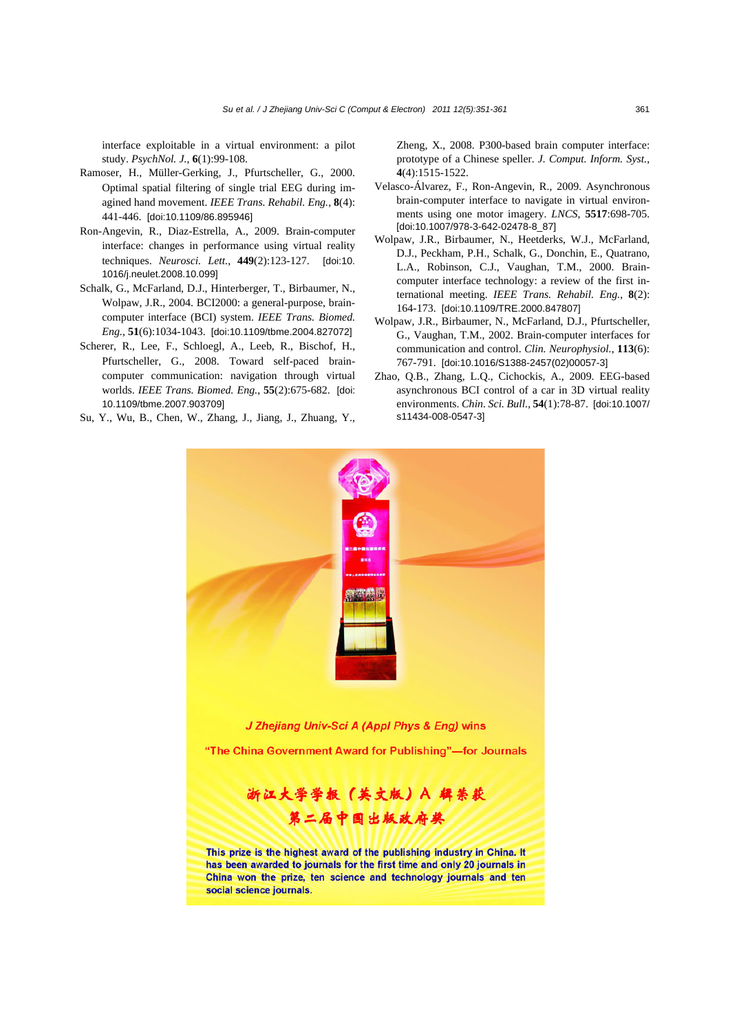interface exploitable in a virtual environment: a pilot study. *PsychNol. J.*, **6**(1):99-108.

Ramoser, H., Müller-Gerking, J., Pfurtscheller, G., 2000. Optimal spatial filtering of single trial EEG during imagined hand movement. *IEEE Trans. Rehabil. Eng.*, **8**(4): 441-446. [doi:10.1109/86.895946]

Ron-Angevin, R., Diaz-Estrella, A., 2009. Brain-computer interface: changes in performance using virtual reality techniques. *Neurosci. Lett.*, **449**(2):123-127. [doi:10.1016/j.neulet.2008.10.099]

Schalk, G., McFarland, D.J., Hinterberger, T., Birbaumer, N., Wolpaw, J.R., 2004. BCI2000: a general-purpose, brain-computer interface (BCI) system. *IEEE Trans. Biomed. Eng.*, **51**(6):1034-1043. [doi:10.1109/tbme.2004.827072]

Scherer, R., Lee, F., Schloegl, A., Leeb, R., Bischof, H., Pfurtscheller, G., 2008. Toward self-paced brain-computer communication: navigation through virtual worlds. *IEEE Trans. Biomed. Eng.*, **55**(2):675-682. [doi:10.1109/tbme.2007.903709]

Su, Y., Wu, B., Chen, W., Zhang, J., Jiang, J., Zhuang, Y., Zheng, X., 2008. P300-based brain computer interface: prototype of a Chinese speller. *J. Comput. Inform. Syst.*, **4**(4):1515-1522.

Velasco-Álvarez, F., Ron-Angevin, R., 2009. Asynchronous brain-computer interface to navigate in virtual environments using one motor imagery. *LNCS*, **5517**:698-705. [doi:10.1007/978-3-642-02478-8_87]

Wolpaw, J.R., Birbaumer, N., Heetderks, W.J., McFarland, D.J., Peckham, P.H., Schalk, G., Donchin, E., Quatrano, L.A., Robinson, C.J., Vaughan, T.M., 2000. Brain-computer interface technology: a review of the first international meeting. *IEEE Trans. Rehabil. Eng.*, **8**(2): 164-173. [doi:10.1109/TRE.2000.847807]

Wolpaw, J.R., Birbaumer, N., McFarland, D.J., Pfurtscheller, G., Vaughan, T.M., 2002. Brain-computer interfaces for communication and control. *Clin. Neurophysiol.*, **113**(6): 767-791. [doi:10.1016/S1388-2457(02)00057-3]

Zhao, Q.B., Zhang, L.Q., Cichockis, A., 2009. EEG-based asynchronous BCI control of a car in 3D virtual reality environments. *Chin. Sci. Bull.*, **54**(1):78-87. [doi:10.1007/s11434-008-0547-3]

*J Zhejiang Univ-Sci A (Appl Phys & Eng)* wins

"The China Government Award for Publishing"—for Journals

浙江大学学报（英文版）A 辑荣获

第二届中国出版政府奖

**This prize is the highest award of the publishing industry in China. It has been awarded to journals for the first time and only 20 journals in China won the prize, ten science and technology journals and ten social science journals.**